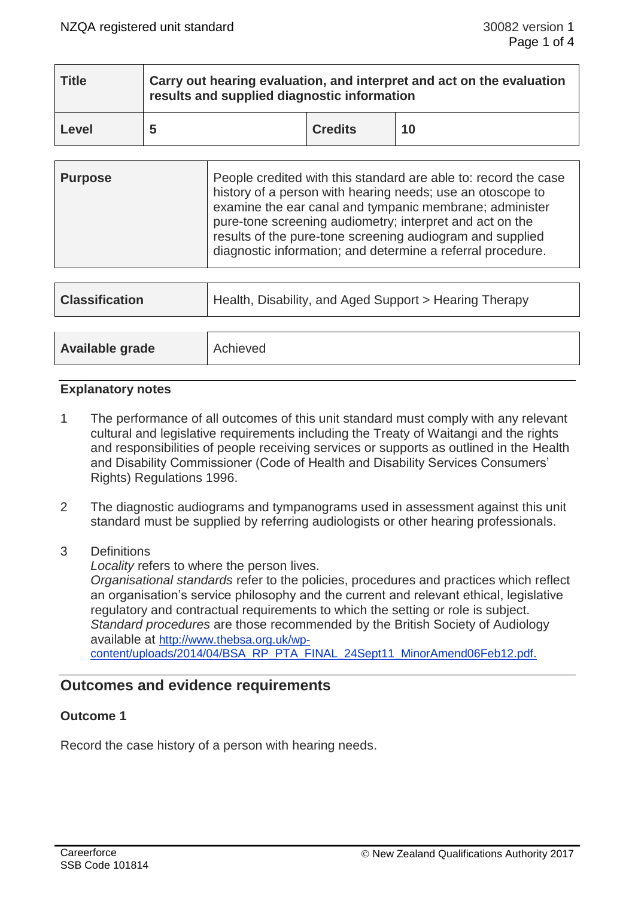| Title | Carry out hearing evaluation, and interpret and act on the evaluation results and supplied diagnostic information | | |
|---|---|---|---|
| **Level** | **5** | **Credits** | **10** |

| **Purpose** | People credited with this standard are able to: record the case history of a person with hearing needs; use an otoscope to examine the ear canal and tympanic membrane; administer pure-tone screening audiometry; interpret and act on the results of the pure-tone screening audiogram and supplied diagnostic information; and determine a referral procedure. |
|---|---|

| **Classification** | Health, Disability, and Aged Support > Hearing Therapy |
|---|---|

| **Available grade** | Achieved |
|---|---|

### Explanatory notes

1. The performance of all outcomes of this unit standard must comply with any relevant cultural and legislative requirements including the Treaty of Waitangi and the rights and responsibilities of people receiving services or supports as outlined in the Health and Disability Commissioner (Code of Health and Disability Services Consumers' Rights) Regulations 1996.

2. The diagnostic audiograms and tympanograms used in assessment against this unit standard must be supplied by referring audiologists or other hearing professionals.

3. Definitions
   *Locality* refers to where the person lives.
   *Organisational standards* refer to the policies, procedures and practices which reflect an organisation's service philosophy and the current and relevant ethical, legislative regulatory and contractual requirements to which the setting or role is subject.
   *Standard procedures* are those recommended by the British Society of Audiology available at http://www.thebsa.org.uk/wp-content/uploads/2014/04/BSA_RP_PTA_FINAL_24Sept11_MinorAmend06Feb12.pdf.

## Outcomes and evidence requirements

### Outcome 1

Record the case history of a person with hearing needs.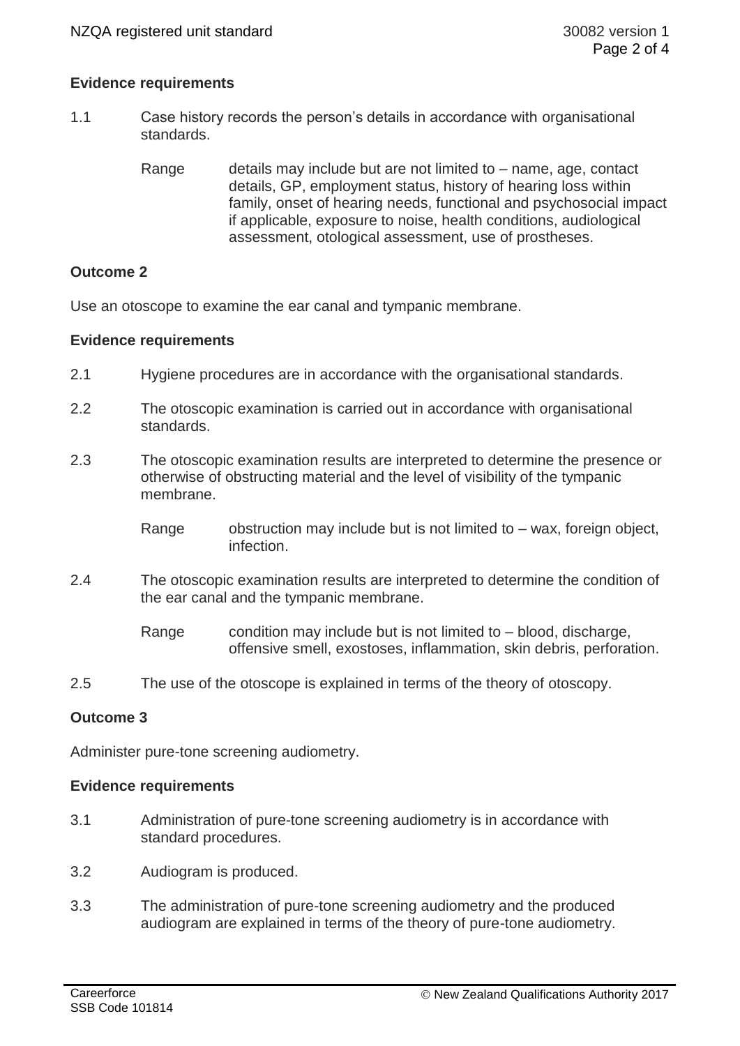**Evidence requirements**

1.1 Case history records the person's details in accordance with organisational standards.

Range details may include but are not limited to – name, age, contact details, GP, employment status, history of hearing loss within family, onset of hearing needs, functional and psychosocial impact if applicable, exposure to noise, health conditions, audiological assessment, otological assessment, use of prostheses.

**Outcome 2**

Use an otoscope to examine the ear canal and tympanic membrane.

**Evidence requirements**

2.1 Hygiene procedures are in accordance with the organisational standards.

2.2 The otoscopic examination is carried out in accordance with organisational standards.

2.3 The otoscopic examination results are interpreted to determine the presence or otherwise of obstructing material and the level of visibility of the tympanic membrane.

Range obstruction may include but is not limited to – wax, foreign object, infection.

2.4 The otoscopic examination results are interpreted to determine the condition of the ear canal and the tympanic membrane.

Range condition may include but is not limited to – blood, discharge, offensive smell, exostoses, inflammation, skin debris, perforation.

2.5 The use of the otoscope is explained in terms of the theory of otoscopy.

**Outcome 3**

Administer pure-tone screening audiometry.

**Evidence requirements**

3.1 Administration of pure-tone screening audiometry is in accordance with standard procedures.

3.2 Audiogram is produced.

3.3 The administration of pure-tone screening audiometry and the produced audiogram are explained in terms of the theory of pure-tone audiometry.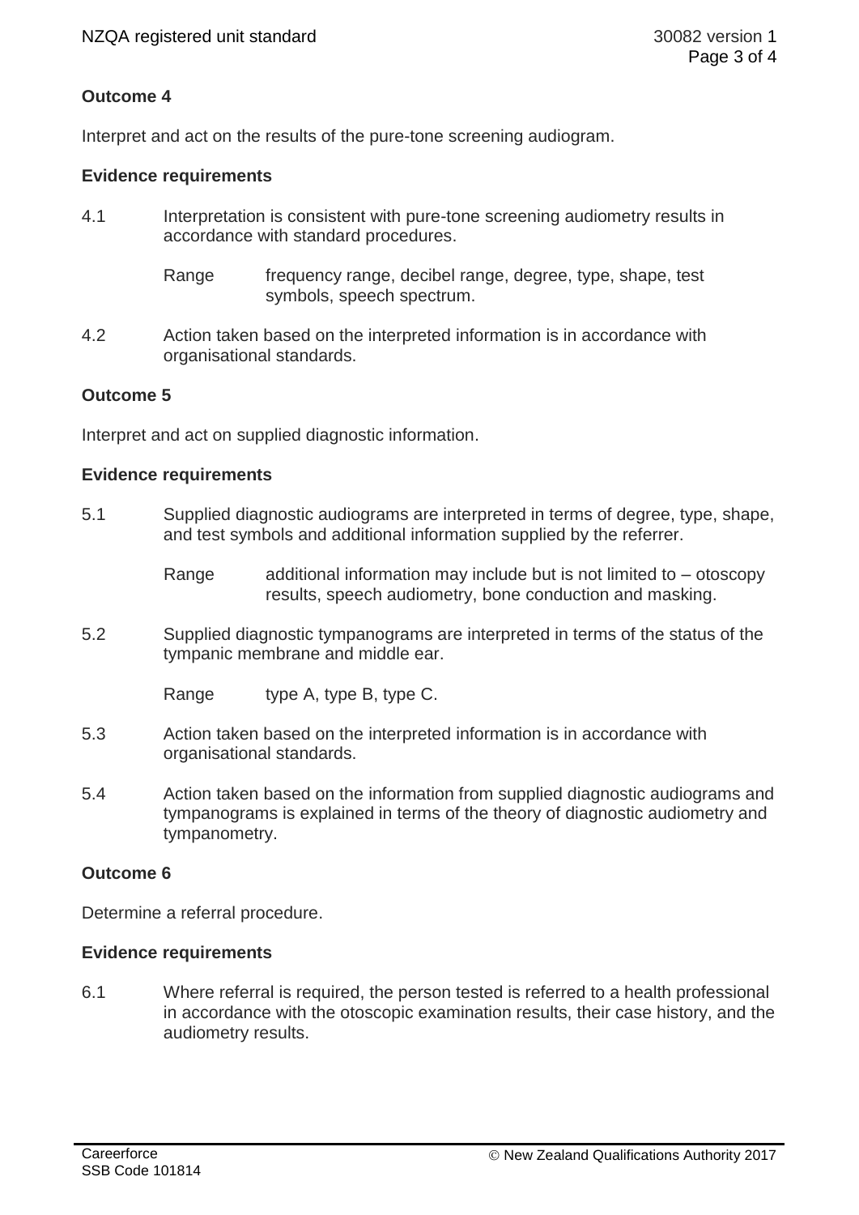**Outcome 4**

Interpret and act on the results of the pure-tone screening audiogram.

**Evidence requirements**

4.1 Interpretation is consistent with pure-tone screening audiometry results in accordance with standard procedures.

Range frequency range, decibel range, degree, type, shape, test symbols, speech spectrum.

4.2 Action taken based on the interpreted information is in accordance with organisational standards.

**Outcome 5**

Interpret and act on supplied diagnostic information.

**Evidence requirements**

5.1 Supplied diagnostic audiograms are interpreted in terms of degree, type, shape, and test symbols and additional information supplied by the referrer.

Range additional information may include but is not limited to – otoscopy results, speech audiometry, bone conduction and masking.

5.2 Supplied diagnostic tympanograms are interpreted in terms of the status of the tympanic membrane and middle ear.

Range type A, type B, type C.

5.3 Action taken based on the interpreted information is in accordance with organisational standards.

5.4 Action taken based on the information from supplied diagnostic audiograms and tympanograms is explained in terms of the theory of diagnostic audiometry and tympanometry.

**Outcome 6**

Determine a referral procedure.

**Evidence requirements**

6.1 Where referral is required, the person tested is referred to a health professional in accordance with the otoscopic examination results, their case history, and the audiometry results.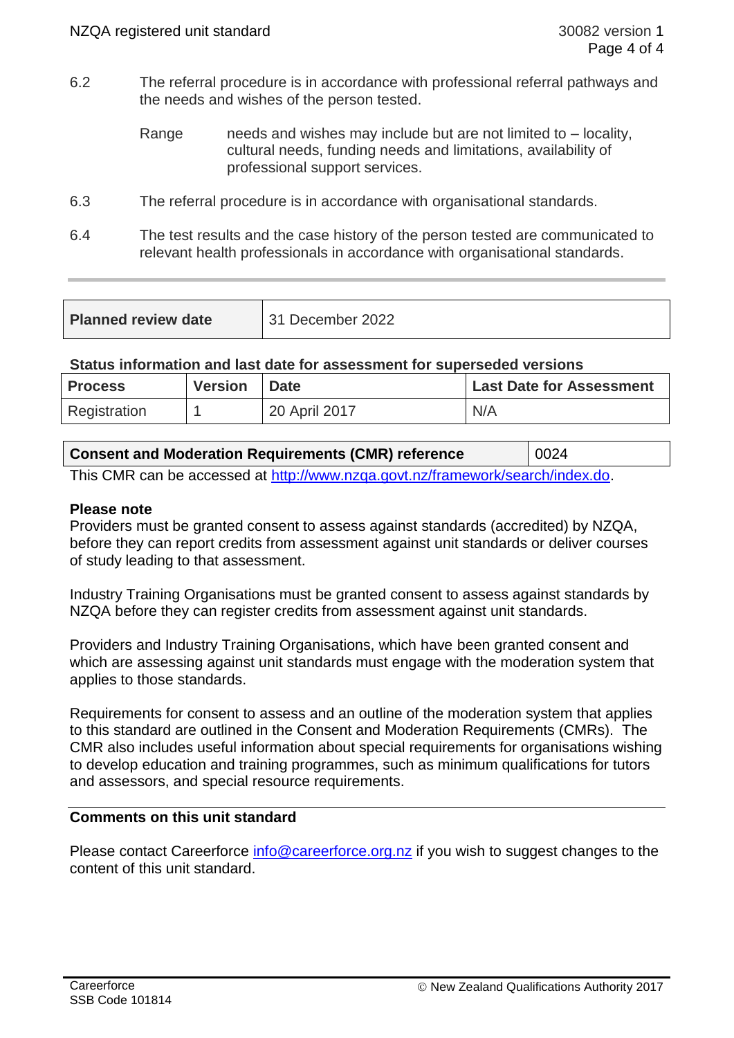6.2 The referral procedure is in accordance with professional referral pathways and the needs and wishes of the person tested.

Range needs and wishes may include but are not limited to – locality, cultural needs, funding needs and limitations, availability of professional support services.

6.3 The referral procedure is in accordance with organisational standards.

6.4 The test results and the case history of the person tested are communicated to relevant health professionals in accordance with organisational standards.

| | |
|---|---|
| **Planned review date** | 31 December 2022 |

**Status information and last date for assessment for superseded versions**

| Process | Version | Date | Last Date for Assessment |
|---|---|---|---|
| Registration | 1 | 20 April 2017 | N/A |

| | |
|---|---|
| **Consent and Moderation Requirements (CMR) reference** | 0024 |

This CMR can be accessed at http://www.nzqa.govt.nz/framework/search/index.do.

**Please note**

Providers must be granted consent to assess against standards (accredited) by NZQA, before they can report credits from assessment against unit standards or deliver courses of study leading to that assessment.

Industry Training Organisations must be granted consent to assess against standards by NZQA before they can register credits from assessment against unit standards.

Providers and Industry Training Organisations, which have been granted consent and which are assessing against unit standards must engage with the moderation system that applies to those standards.

Requirements for consent to assess and an outline of the moderation system that applies to this standard are outlined in the Consent and Moderation Requirements (CMRs). The CMR also includes useful information about special requirements for organisations wishing to develop education and training programmes, such as minimum qualifications for tutors and assessors, and special resource requirements.

**Comments on this unit standard**

Please contact Careerforce info@careerforce.org.nz if you wish to suggest changes to the content of this unit standard.